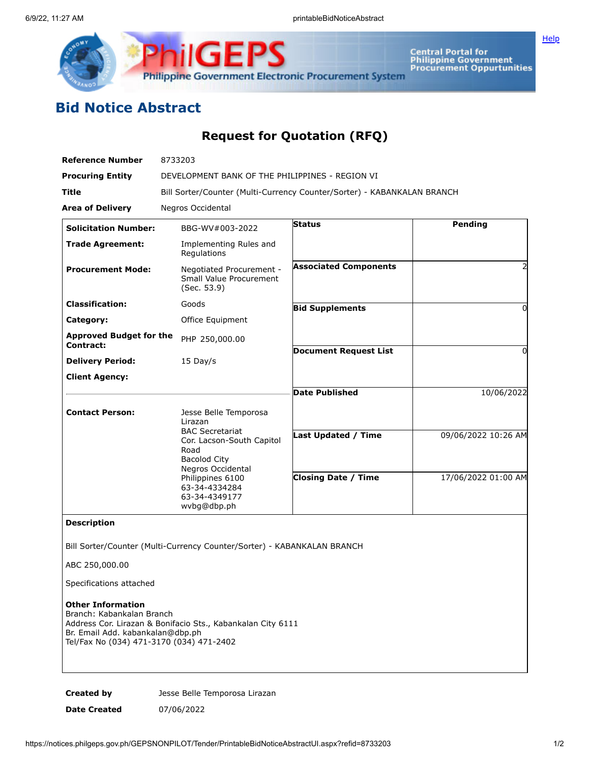## Bid Notice Abstract

### Request for Quotation (RFQ)

| | |
|---|---|
| **Reference Number** | 8733203 |
| **Procuring Entity** | DEVELOPMENT BANK OF THE PHILIPPINES - REGION VI |
| **Title** | Bill Sorter/Counter (Multi-Currency Counter/Sorter) - KABANKALAN BRANCH |
| **Area of Delivery** | Negros Occidental |

| | | | |
|---|---|---|---|
| **Solicitation Number:** | BBG-WV#003-2022 | **Status** | Pending |
| **Trade Agreement:** | Implementing Rules and Regulations | | |
| **Procurement Mode:** | Negotiated Procurement - Small Value Procurement (Sec. 53.9) | **Associated Components** | 2 |
| **Classification:** | Goods | **Bid Supplements** | 0 |
| **Category:** | Office Equipment | | |
| **Approved Budget for the Contract:** | PHP 250,000.00 | **Document Request List** | 0 |
| **Delivery Period:** | 15 Day/s | | |
| **Client Agency:** | | **Date Published** | 10/06/2022 |
| **Contact Person:** | Jesse Belle Temporosa Lirazan<br>BAC Secretariat<br>Cor. Lacson-South Capitol Road<br>Bacolod City<br>Negros Occidental<br>Philippines 6100<br>63-34-4334284<br>63-34-4349177<br>wvbg@dbp.ph | **Last Updated / Time** | 09/06/2022 10:26 AM |
| | | **Closing Date / Time** | 17/06/2022 01:00 AM |

**Description**

Bill Sorter/Counter (Multi-Currency Counter/Sorter) - KABANKALAN BRANCH

ABC 250,000.00

Specifications attached

**Other Information**
Branch: Kabankalan Branch
Address Cor. Lirazan & Bonifacio Sts., Kabankalan City 6111
Br. Email Add. kabankalan@dbp.ph
Tel/Fax No (034) 471-3170 (034) 471-2402

| | |
|---|---|
| **Created by** | Jesse Belle Temporosa Lirazan |
| **Date Created** | 07/06/2022 |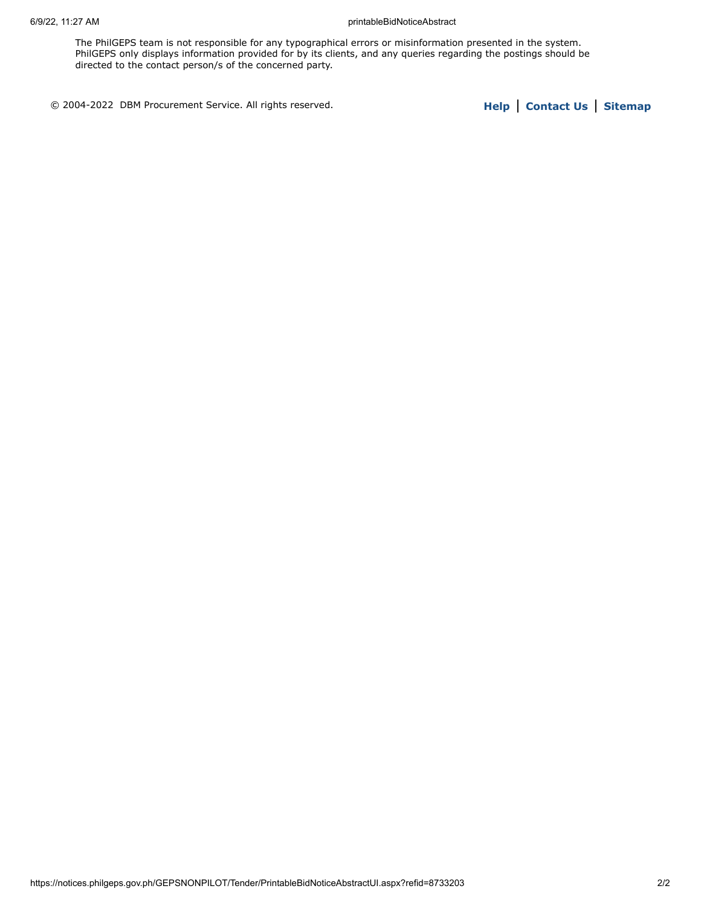The PhilGEPS team is not responsible for any typographical errors or misinformation presented in the system. PhilGEPS only displays information provided for by its clients, and any queries regarding the postings should be directed to the contact person/s of the concerned party.

© 2004-2022 DBM Procurement Service. All rights reserved.

**Help** | **Contact Us** | **Sitemap**